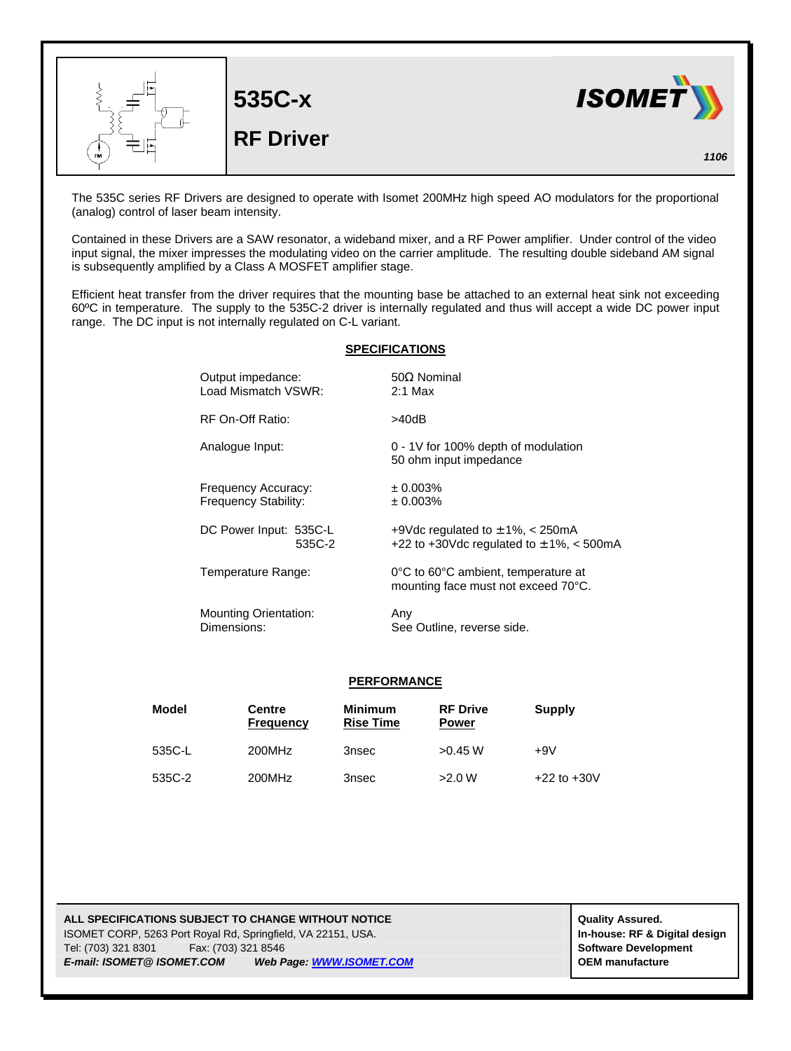# 535C-x

## RF Driver

**ISOMET**

*1106*

The 535C series RF Drivers are designed to operate with Isomet 200MHz high speed AO modulators for the proportional (analog) control of laser beam intensity.

Contained in these Drivers are a SAW resonator, a wideband mixer, and a RF Power amplifier. Under control of the video input signal, the mixer impresses the modulating video on the carrier amplitude. The resulting double sideband AM signal is subsequently amplified by a Class A MOSFET amplifier stage.

Efficient heat transfer from the driver requires that the mounting base be attached to an external heat sink not exceeding 60ºC in temperature. The supply to the 535C-2 driver is internally regulated and thus will accept a wide DC power input range. The DC input is not internally regulated on C-L variant.

### SPECIFICATIONS

| | |
|---|---|
| Output impedance: | 50Ω Nominal |
| Load Mismatch VSWR: | 2:1 Max |
| RF On-Off Ratio: | >40dB |
| Analogue Input: | 0 - 1V for 100% depth of modulation<br>50 ohm input impedance |
| Frequency Accuracy: | ± 0.003% |
| Frequency Stability: | ± 0.003% |
| DC Power Input: 535C-L | +9Vdc regulated to ±1%, < 250mA |
| 535C-2 | +22 to +30Vdc regulated to ±1%, < 500mA |
| Temperature Range: | 0°C to 60°C ambient, temperature at mounting face must not exceed 70°C. |
| Mounting Orientation: | Any |
| Dimensions: | See Outline, reverse side. |

### PERFORMANCE

| Model | Centre Frequency | Minimum Rise Time | RF Drive Power | Supply |
|---|---|---|---|---|
| 535C-L | 200MHz | 3nsec | >0.45 W | +9V |
| 535C-2 | 200MHz | 3nsec | >2.0 W | +22 to +30V |

**ALL SPECIFICATIONS SUBJECT TO CHANGE WITHOUT NOTICE**
ISOMET CORP, 5263 Port Royal Rd, Springfield, VA 22151, USA.
Tel: (703) 321 8301 Fax: (703) 321 8546
***E-mail: ISOMET@ ISOMET.COM*** ***Web Page: WWW.ISOMET.COM***

**Quality Assured.**
**In-house: RF & Digital design**
**Software Development**
**OEM manufacture**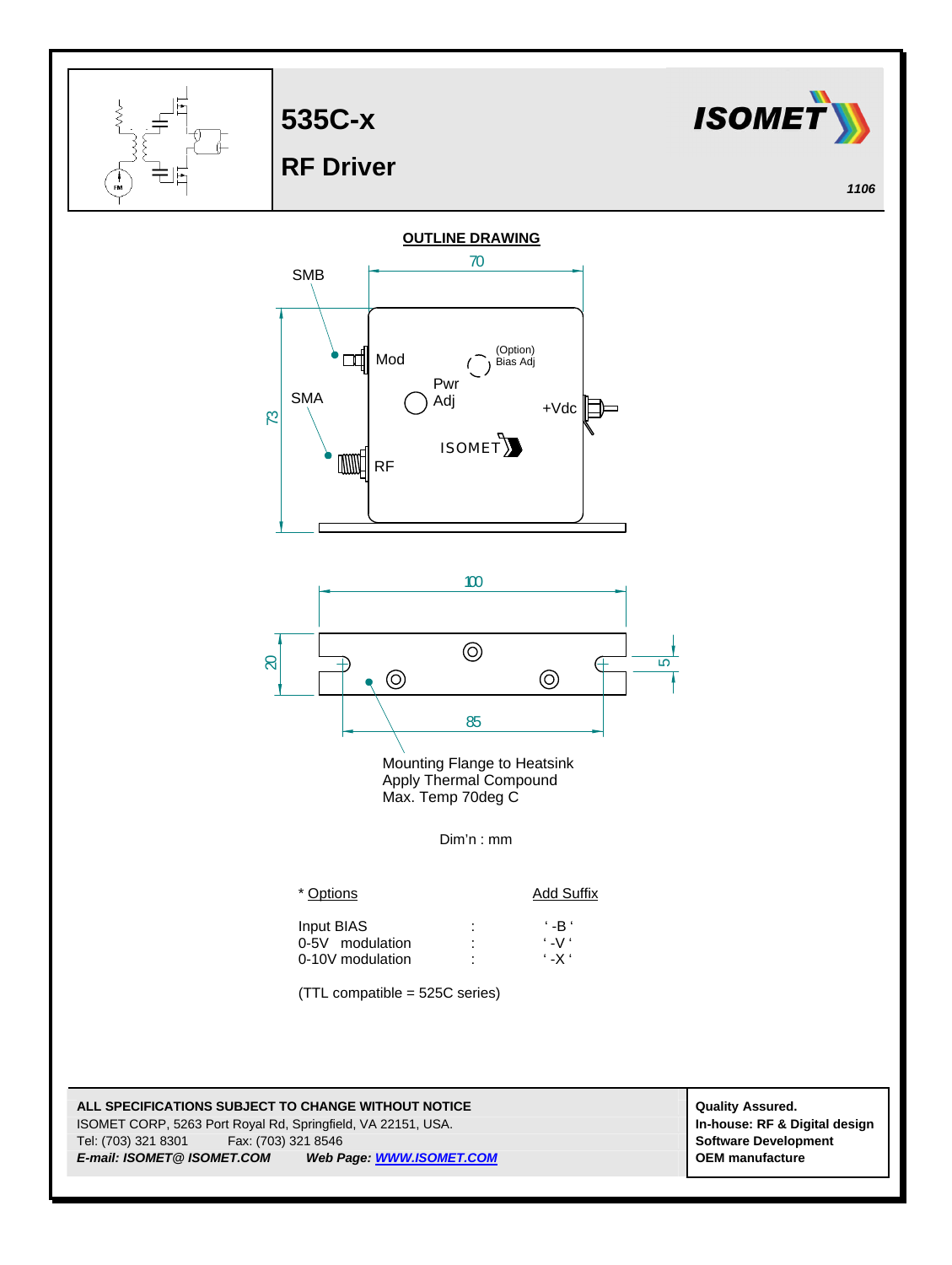# 535C-x

## RF Driver

1106

### OUTLINE DRAWING

SMB

70

Mod

(Option)
Bias Adj

Pwr
Adj

SMA

73

+Vdc

ISOMET

RF

100

20

5

85

Mounting Flange to Heatsink
Apply Thermal Compound
Max. Temp 70deg C

Dim'n : mm

| * Options | | Add Suffix |
|---|---|---|
| Input BIAS | : | '-B' |
| 0-5V modulation | : | '-V' |
| 0-10V modulation | : | '-X' |

(TTL compatible = 525C series)

**ALL SPECIFICATIONS SUBJECT TO CHANGE WITHOUT NOTICE**
ISOMET CORP, 5263 Port Royal Rd, Springfield, VA 22151, USA.
Tel: (703) 321 8301 Fax: (703) 321 8546
***E-mail: ISOMET@ ISOMET.COM*** ***Web Page: WWW.ISOMET.COM***

**Quality Assured.**
**In-house: RF & Digital design**
**Software Development**
**OEM manufacture**